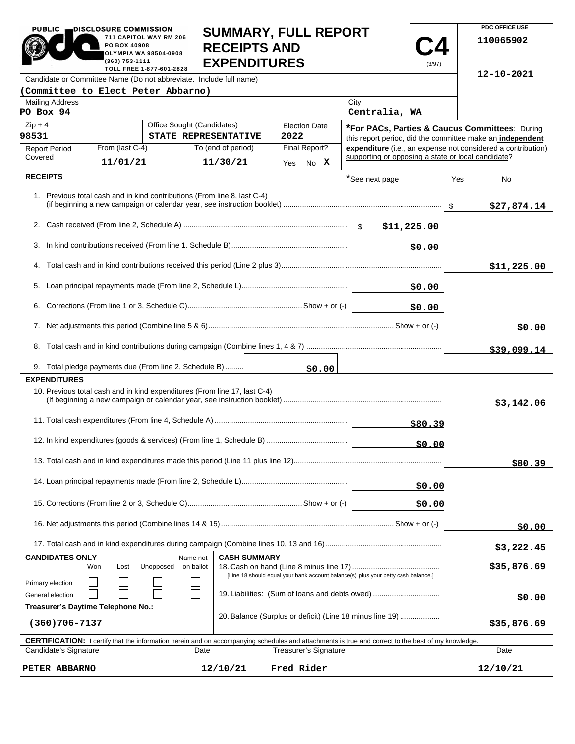PUBLIC DISCLOSURE COMMISSION
711 CAPITOL WAY RM 206
PO BOX 40908
OLYMPIA WA 98504-0908
(360) 753-1111
TOLL FREE 1-877-601-2828

# SUMMARY, FULL REPORT RECEIPTS AND EXPENDITURES

**C4** (3/97)

PDC OFFICE USE
110065902
12-10-2021

Candidate or Committee Name (Do not abbreviate. Include full name)
**(Committee to Elect Peter Abbarno)**

| Mailing Address | City |
|---|---|
| PO Box 94 | Centralia, WA |

| Zip + 4 | Office Sought (Candidates) | Election Date |
|---|---|---|
| 98531 | STATE REPRESENTATIVE | 2022 |

| Report Period Covered | From (last C-4) | To (end of period) | Final Report? |
|---|---|---|---|
| | 11/01/21 | 11/30/21 | Yes No X |

***For PACs, Parties & Caucus Committees**: During this report period, did the committee make an **independent expenditure** (i.e., an expense not considered a contribution) supporting or opposing a state or local candidate?

*See next page Yes No

## RECEIPTS

| | | |
|---|---|---|
| 1. Previous total cash and in kind contributions (From line 8, last C-4) (if beginning a new campaign or calendar year, see instruction booklet) | | $27,874.14 |
| 2. Cash received (From line 2, Schedule A) | $11,225.00 | |
| 3. In kind contributions received (From line 1, Schedule B) | $0.00 | |
| 4. Total cash and in kind contributions received this period (Line 2 plus 3) | | $11,225.00 |
| 5. Loan principal repayments made (From line 2, Schedule L) | $0.00 | |
| 6. Corrections (From line 1 or 3, Schedule C) Show + or (-) | $0.00 | |
| 7. Net adjustments this period (Combine line 5 & 6) Show + or (-) | | $0.00 |
| 8. Total cash and in kind contributions during campaign (Combine lines 1, 4 & 7) | | $39,099.14 |
| 9. Total pledge payments due (From line 2, Schedule B) | $0.00 | |

## EXPENDITURES

| | | |
|---|---|---|
| 10. Previous total cash and in kind expenditures (From line 17, last C-4) (If beginning a new campaign or calendar year, see instruction booklet) | | $3,142.06 |
| 11. Total cash expenditures (From line 4, Schedule A) | $80.39 | |
| 12. In kind expenditures (goods & services) (From line 1, Schedule B) | $0.00 | |
| 13. Total cash and in kind expenditures made this period (Line 11 plus line 12) | | $80.39 |
| 14. Loan principal repayments made (From line 2, Schedule L) | $0.00 | |
| 15. Corrections (From line 2 or 3, Schedule C) Show + or (-) | $0.00 | |
| 16. Net adjustments this period (Combine lines 14 & 15) Show + or (-) | | $0.00 |
| 17. Total cash and in kind expenditures during campaign (Combine lines 10, 13 and 16) | | $3,222.45 |

**CANDIDATES ONLY**

| | Won | Lost | Unopposed | Name not on ballot |
|---|---|---|---|---|
| Primary election | ☐ | ☐ | ☐ | ☐ |
| General election | ☐ | ☐ | ☐ | ☐ |

**Treasurer's Daytime Telephone No.:**
(360)706-7137

**CASH SUMMARY**

| | |
|---|---|
| 18. Cash on hand (Line 8 minus line 17) [Line 18 should equal your bank account balance(s) plus your petty cash balance.] | $35,876.69 |
| 19. Liabilities: (Sum of loans and debts owed) | $0.00 |
| 20. Balance (Surplus or deficit) (Line 18 minus line 19) | $35,876.69 |

**CERTIFICATION:** I certify that the information herein and on accompanying schedules and attachments is true and correct to the best of my knowledge.

| Candidate's Signature | Date | Treasurer's Signature | Date |
|---|---|---|---|
| PETER ABBARNO | 12/10/21 | Fred Rider | 12/10/21 |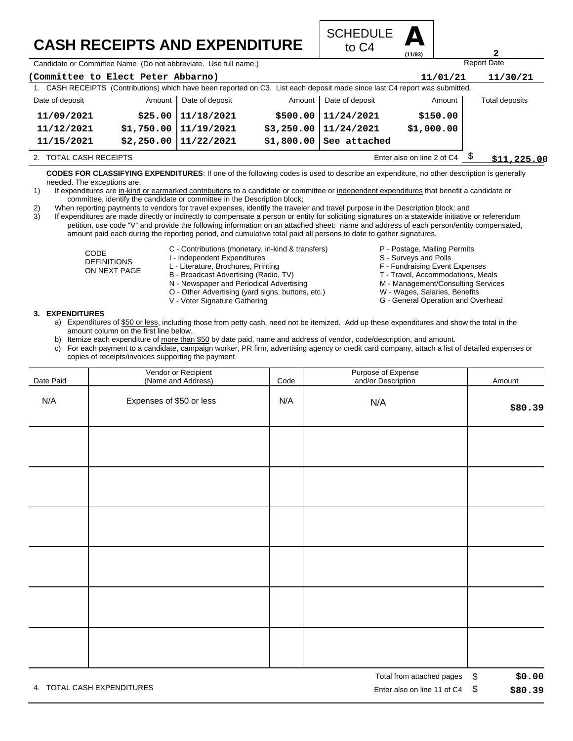# CASH RECEIPTS AND EXPENDITURE

SCHEDULE **A** to C4 (11/93)

**2**

Candidate or Committee Name (Do not abbreviate. Use full name.)

**(Committee to Elect Peter Abbarno)**

Report Date: **11/01/21** **11/30/21**

1. CASH RECEIPTS (Contributions) which have been reported on C3. List each deposit made since last C4 report was submitted.

| Date of deposit | Amount | Date of deposit | Amount | Date of deposit | Amount | Total deposits |
|---|---|---|---|---|---|---|
| 11/09/2021 | $25.00 | 11/18/2021 | $500.00 | 11/24/2021 | $150.00 | |
| 11/12/2021 | $1,750.00 | 11/19/2021 | $3,250.00 | 11/24/2021 | $1,000.00 | |
| 11/15/2021 | $2,250.00 | 11/22/2021 | $1,800.00 | See attached | | |

2. TOTAL CASH RECEIPTS — Enter also on line 2 of C4 $ **$11,225.00**

**CODES FOR CLASSIFYING EXPENDITURES**: If one of the following codes is used to describe an expenditure, no other description is generally needed. The exceptions are:

1) If expenditures are in-kind or earmarked contributions to a candidate or committee or independent expenditures that benefit a candidate or committee, identify the candidate or committee in the Description block;
2) When reporting payments to vendors for travel expenses, identify the traveler and travel purpose in the Description block; and
3) If expenditures are made directly or indirectly to compensate a person or entity for soliciting signatures on a statewide initiative or referendum petition, use code "V" and provide the following information on an attached sheet: name and address of each person/entity compensated, amount paid each during the reporting period, and cumulative total paid all persons to date to gather signatures.

CODE DEFINITIONS ON NEXT PAGE

- C - Contributions (monetary, in-kind & transfers)
- I - Independent Expenditures
- L - Literature, Brochures, Printing
- B - Broadcast Advertising (Radio, TV)
- N - Newspaper and Periodical Advertising
- O - Other Advertising (yard signs, buttons, etc.)
- V - Voter Signature Gathering
- P - Postage, Mailing Permits
- S - Surveys and Polls
- F - Fundraising Event Expenses
- T - Travel, Accommodations, Meals
- M - Management/Consulting Services
- W - Wages, Salaries, Benefits
- G - General Operation and Overhead

**3. EXPENDITURES**

a) Expenditures of $50 or less, including those from petty cash, need not be itemized. Add up these expenditures and show the total in the amount column on the first line below..
b) Itemize each expenditure of more than $50 by date paid, name and address of vendor, code/description, and amount.
c) For each payment to a candidate, campaign worker, PR firm, advertising agency or credit card company, attach a list of detailed expenses or copies of receipts/invoices supporting the payment.

| Date Paid | Vendor or Recipient (Name and Address) | Code | Purpose of Expense and/or Description | Amount |
|---|---|---|---|---|
| N/A | Expenses of $50 or less | N/A | N/A | $80.39 |
| | | | | |
| | | | | |
| | | | | |
| | | | | |
| | | | | |
| | | | | |

Total from attached pages $ **$0.00**

4. TOTAL CASH EXPENDITURES — Enter also on line 11 of C4 $ **$80.39**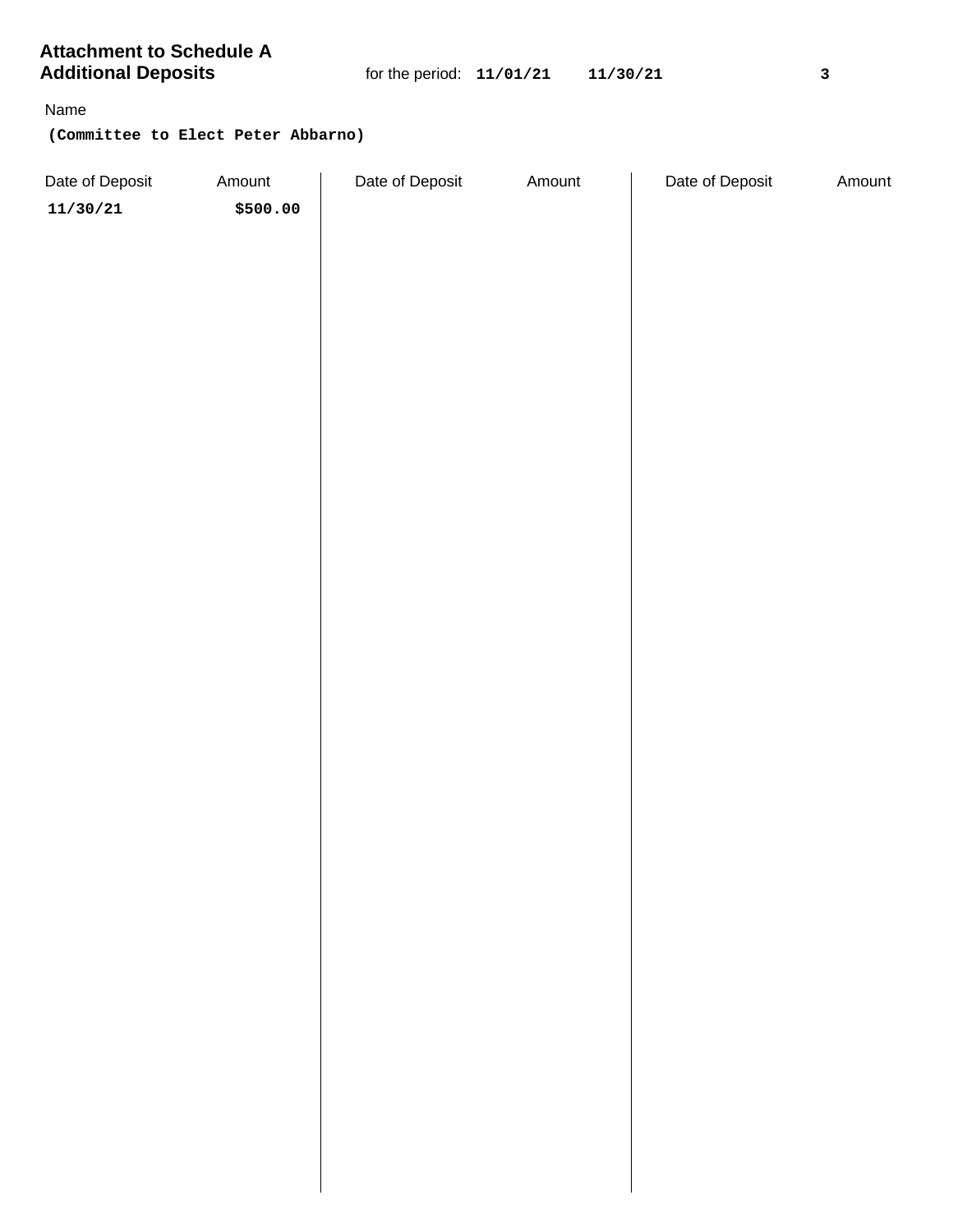**Attachment to Schedule A**
**Additional Deposits**

for the period: **11/01/21** **11/30/21**

Name

**(Committee to Elect Peter Abbarno)**

| Date of Deposit | Amount | Date of Deposit | Amount | Date of Deposit | Amount |
|---|---|---|---|---|---|
| 11/30/21 | $500.00 | | | | |